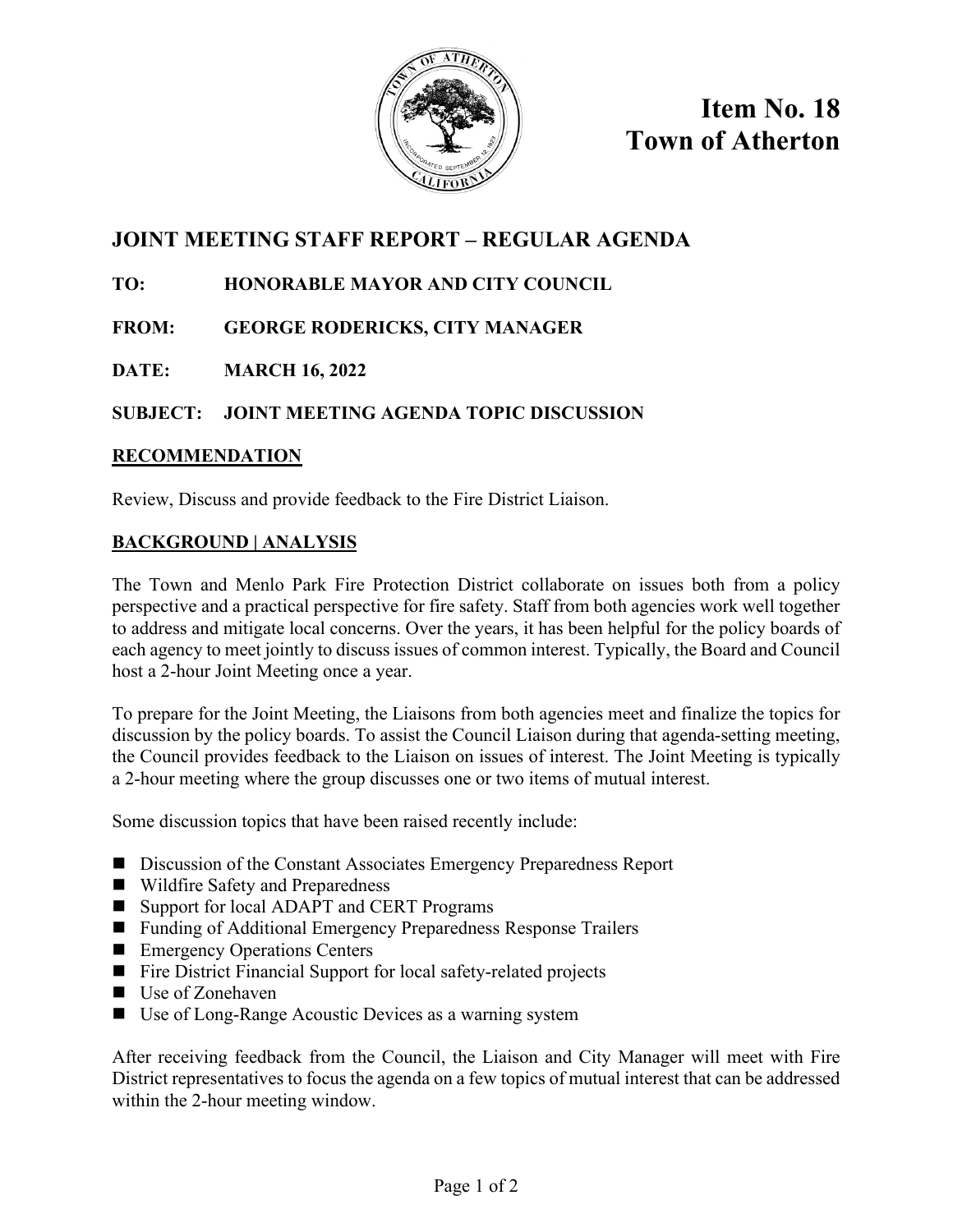# Item No. 18
# Town of Atherton

## JOINT MEETING STAFF REPORT – REGULAR AGENDA

**TO:** HONORABLE MAYOR AND CITY COUNCIL

**FROM:** GEORGE RODERICKS, CITY MANAGER

**DATE:** MARCH 16, 2022

**SUBJECT:** JOINT MEETING AGENDA TOPIC DISCUSSION

### RECOMMENDATION

Review, Discuss and provide feedback to the Fire District Liaison.

### BACKGROUND | ANALYSIS

The Town and Menlo Park Fire Protection District collaborate on issues both from a policy perspective and a practical perspective for fire safety. Staff from both agencies work well together to address and mitigate local concerns. Over the years, it has been helpful for the policy boards of each agency to meet jointly to discuss issues of common interest. Typically, the Board and Council host a 2-hour Joint Meeting once a year.

To prepare for the Joint Meeting, the Liaisons from both agencies meet and finalize the topics for discussion by the policy boards. To assist the Council Liaison during that agenda-setting meeting, the Council provides feedback to the Liaison on issues of interest. The Joint Meeting is typically a 2-hour meeting where the group discusses one or two items of mutual interest.

Some discussion topics that have been raised recently include:

- Discussion of the Constant Associates Emergency Preparedness Report
- Wildfire Safety and Preparedness
- Support for local ADAPT and CERT Programs
- Funding of Additional Emergency Preparedness Response Trailers
- Emergency Operations Centers
- Fire District Financial Support for local safety-related projects
- Use of Zonehaven
- Use of Long-Range Acoustic Devices as a warning system

After receiving feedback from the Council, the Liaison and City Manager will meet with Fire District representatives to focus the agenda on a few topics of mutual interest that can be addressed within the 2-hour meeting window.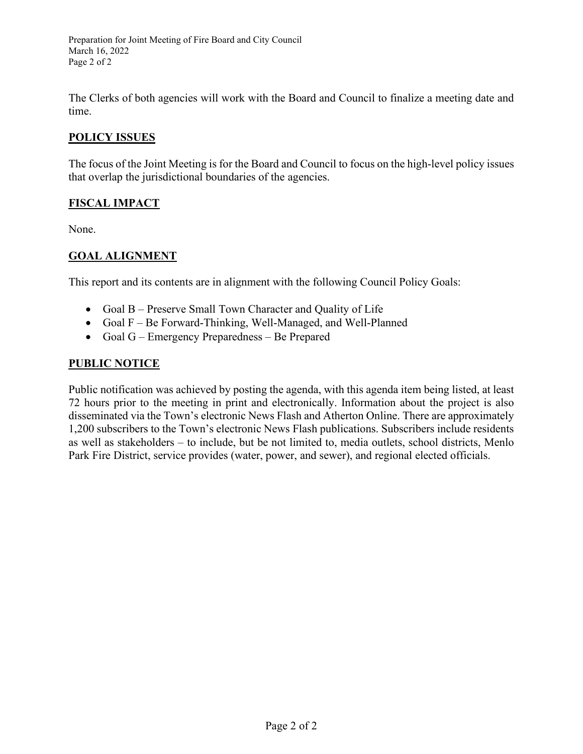The Clerks of both agencies will work with the Board and Council to finalize a meeting date and time.

## POLICY ISSUES

The focus of the Joint Meeting is for the Board and Council to focus on the high-level policy issues that overlap the jurisdictional boundaries of the agencies.

## FISCAL IMPACT

None.

## GOAL ALIGNMENT

This report and its contents are in alignment with the following Council Policy Goals:

- Goal B – Preserve Small Town Character and Quality of Life
- Goal F – Be Forward-Thinking, Well-Managed, and Well-Planned
- Goal G – Emergency Preparedness – Be Prepared

## PUBLIC NOTICE

Public notification was achieved by posting the agenda, with this agenda item being listed, at least 72 hours prior to the meeting in print and electronically. Information about the project is also disseminated via the Town's electronic News Flash and Atherton Online. There are approximately 1,200 subscribers to the Town's electronic News Flash publications. Subscribers include residents as well as stakeholders – to include, but be not limited to, media outlets, school districts, Menlo Park Fire District, service provides (water, power, and sewer), and regional elected officials.